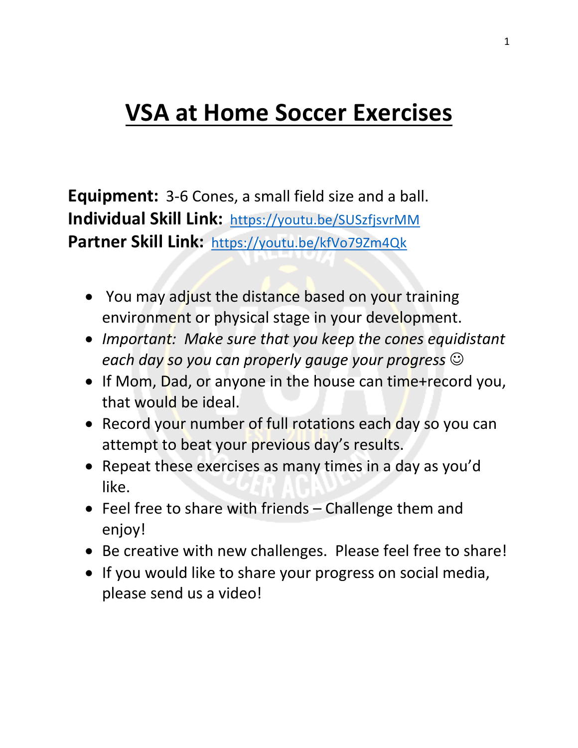# VSA at Home Soccer Exercises

**Equipment:** 3-6 Cones, a small field size and a ball.
**Individual Skill Link:** https://youtu.be/SUSzfjsvrMM
**Partner Skill Link:** https://youtu.be/kfVo79Zm4Qk

- You may adjust the distance based on your training environment or physical stage in your development.
- *Important: Make sure that you keep the cones equidistant each day so you can properly gauge your progress* ☺
- If Mom, Dad, or anyone in the house can time+record you, that would be ideal.
- Record your number of full rotations each day so you can attempt to beat your previous day's results.
- Repeat these exercises as many times in a day as you'd like.
- Feel free to share with friends – Challenge them and enjoy!
- Be creative with new challenges. Please feel free to share!
- If you would like to share your progress on social media, please send us a video!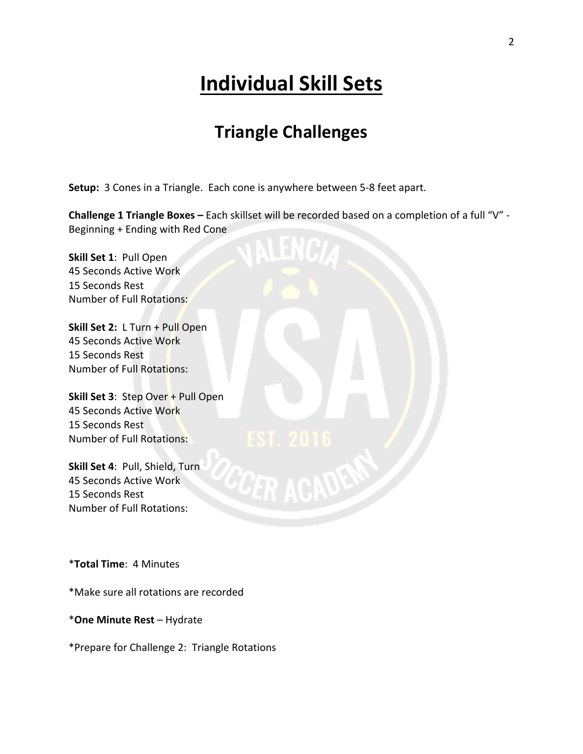# Individual Skill Sets

## Triangle Challenges

**Setup:** 3 Cones in a Triangle. Each cone is anywhere between 5-8 feet apart.

**Challenge 1 Triangle Boxes –** Each skillset will be recorded based on a completion of a full "V" - Beginning + Ending with Red Cone

**Skill Set 1**: Pull Open
45 Seconds Active Work
15 Seconds Rest
Number of Full Rotations:

**Skill Set 2:** L Turn + Pull Open
45 Seconds Active Work
15 Seconds Rest
Number of Full Rotations:

**Skill Set 3**: Step Over + Pull Open
45 Seconds Active Work
15 Seconds Rest
Number of Full Rotations:

**Skill Set 4**: Pull, Shield, Turn
45 Seconds Active Work
15 Seconds Rest
Number of Full Rotations:

*​**Total Time**: 4 Minutes

*Make sure all rotations are recorded

*​**One Minute Rest** – Hydrate

*Prepare for Challenge 2: Triangle Rotations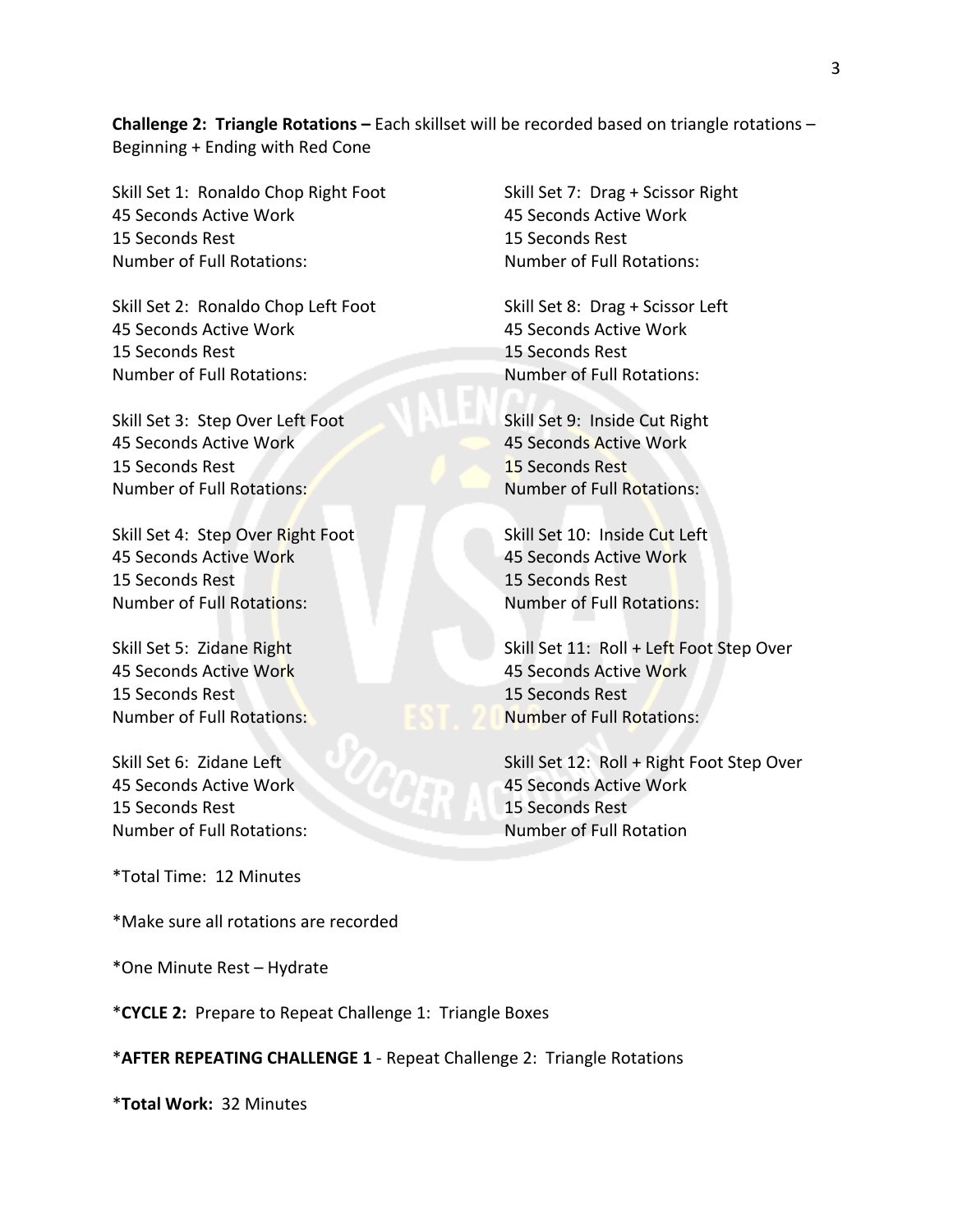**Challenge 2: Triangle Rotations –** Each skillset will be recorded based on triangle rotations – Beginning + Ending with Red Cone

Skill Set 1: Ronaldo Chop Right Foot
45 Seconds Active Work
15 Seconds Rest
Number of Full Rotations:

Skill Set 2: Ronaldo Chop Left Foot
45 Seconds Active Work
15 Seconds Rest
Number of Full Rotations:

Skill Set 3: Step Over Left Foot
45 Seconds Active Work
15 Seconds Rest
Number of Full Rotations:

Skill Set 4: Step Over Right Foot
45 Seconds Active Work
15 Seconds Rest
Number of Full Rotations:

Skill Set 5: Zidane Right
45 Seconds Active Work
15 Seconds Rest
Number of Full Rotations:

Skill Set 6: Zidane Left
45 Seconds Active Work
15 Seconds Rest
Number of Full Rotations:

Skill Set 7: Drag + Scissor Right
45 Seconds Active Work
15 Seconds Rest
Number of Full Rotations:

Skill Set 8: Drag + Scissor Left
45 Seconds Active Work
15 Seconds Rest
Number of Full Rotations:

Skill Set 9: Inside Cut Right
45 Seconds Active Work
15 Seconds Rest
Number of Full Rotations:

Skill Set 10: Inside Cut Left
45 Seconds Active Work
15 Seconds Rest
Number of Full Rotations:

Skill Set 11: Roll + Left Foot Step Over
45 Seconds Active Work
15 Seconds Rest
Number of Full Rotations:

Skill Set 12: Roll + Right Foot Step Over
45 Seconds Active Work
15 Seconds Rest
Number of Full Rotation

*Total Time: 12 Minutes

*Make sure all rotations are recorded

*One Minute Rest – Hydrate

***CYCLE 2:** Prepare to Repeat Challenge 1: Triangle Boxes

***AFTER REPEATING CHALLENGE 1** - Repeat Challenge 2: Triangle Rotations

***Total Work:** 32 Minutes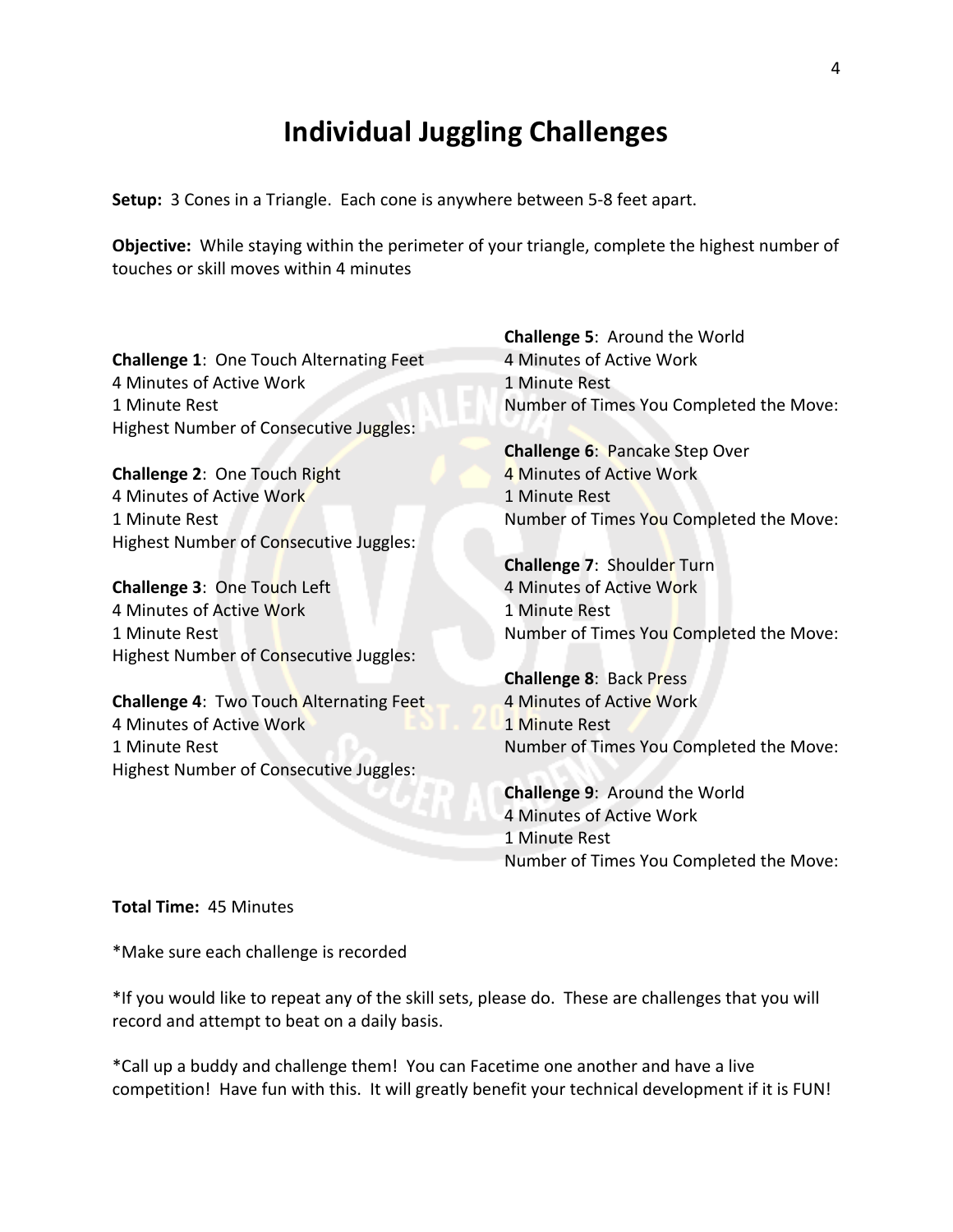# Individual Juggling Challenges

**Setup:** 3 Cones in a Triangle. Each cone is anywhere between 5-8 feet apart.

**Objective:** While staying within the perimeter of your triangle, complete the highest number of touches or skill moves within 4 minutes

**Challenge 1**: One Touch Alternating Feet
4 Minutes of Active Work
1 Minute Rest
Highest Number of Consecutive Juggles:

**Challenge 2**: One Touch Right
4 Minutes of Active Work
1 Minute Rest
Highest Number of Consecutive Juggles:

**Challenge 3**: One Touch Left
4 Minutes of Active Work
1 Minute Rest
Highest Number of Consecutive Juggles:

**Challenge 4**: Two Touch Alternating Feet
4 Minutes of Active Work
1 Minute Rest
Highest Number of Consecutive Juggles:

**Challenge 5**: Around the World
4 Minutes of Active Work
1 Minute Rest
Number of Times You Completed the Move:

**Challenge 6**: Pancake Step Over
4 Minutes of Active Work
1 Minute Rest
Number of Times You Completed the Move:

**Challenge 7**: Shoulder Turn
4 Minutes of Active Work
1 Minute Rest
Number of Times You Completed the Move:

**Challenge 8**: Back Press
4 Minutes of Active Work
1 Minute Rest
Number of Times You Completed the Move:

**Challenge 9**: Around the World
4 Minutes of Active Work
1 Minute Rest
Number of Times You Completed the Move:

**Total Time:** 45 Minutes

*Make sure each challenge is recorded

*If you would like to repeat any of the skill sets, please do. These are challenges that you will record and attempt to beat on a daily basis.

*Call up a buddy and challenge them! You can Facetime one another and have a live competition! Have fun with this. It will greatly benefit your technical development if it is FUN!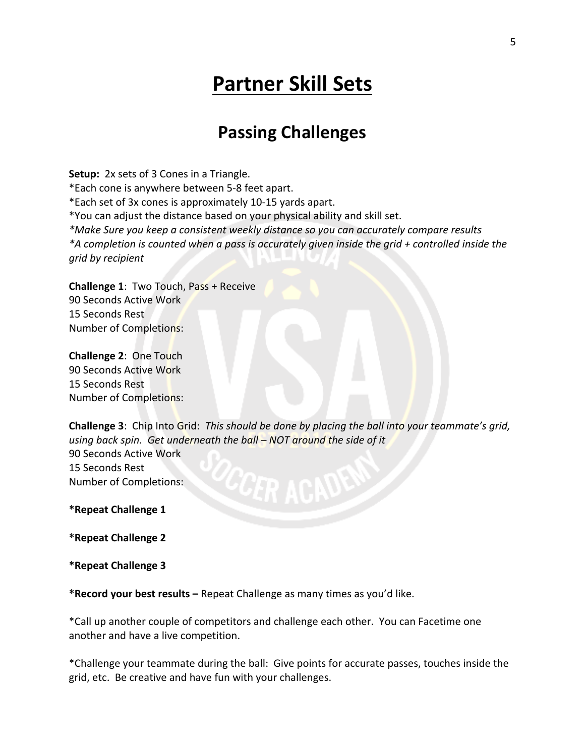# Partner Skill Sets

## Passing Challenges

**Setup:** 2x sets of 3 Cones in a Triangle.
*Each cone is anywhere between 5-8 feet apart.
*Each set of 3x cones is approximately 10-15 yards apart.
*You can adjust the distance based on your physical ability and skill set.
*\*Make Sure you keep a consistent weekly distance so you can accurately compare results*
*\*A completion is counted when a pass is accurately given inside the grid + controlled inside the grid by recipient*

**Challenge 1**: Two Touch, Pass + Receive
90 Seconds Active Work
15 Seconds Rest
Number of Completions:

**Challenge 2**: One Touch
90 Seconds Active Work
15 Seconds Rest
Number of Completions:

**Challenge 3**: Chip Into Grid: *This should be done by placing the ball into your teammate's grid, using back spin. Get underneath the ball – NOT around the side of it*
90 Seconds Active Work
15 Seconds Rest
Number of Completions:

**\*Repeat Challenge 1**

**\*Repeat Challenge 2**

**\*Repeat Challenge 3**

**\*Record your best results –** Repeat Challenge as many times as you'd like.

*Call up another couple of competitors and challenge each other. You can Facetime one another and have a live competition.

*Challenge your teammate during the ball: Give points for accurate passes, touches inside the grid, etc. Be creative and have fun with your challenges.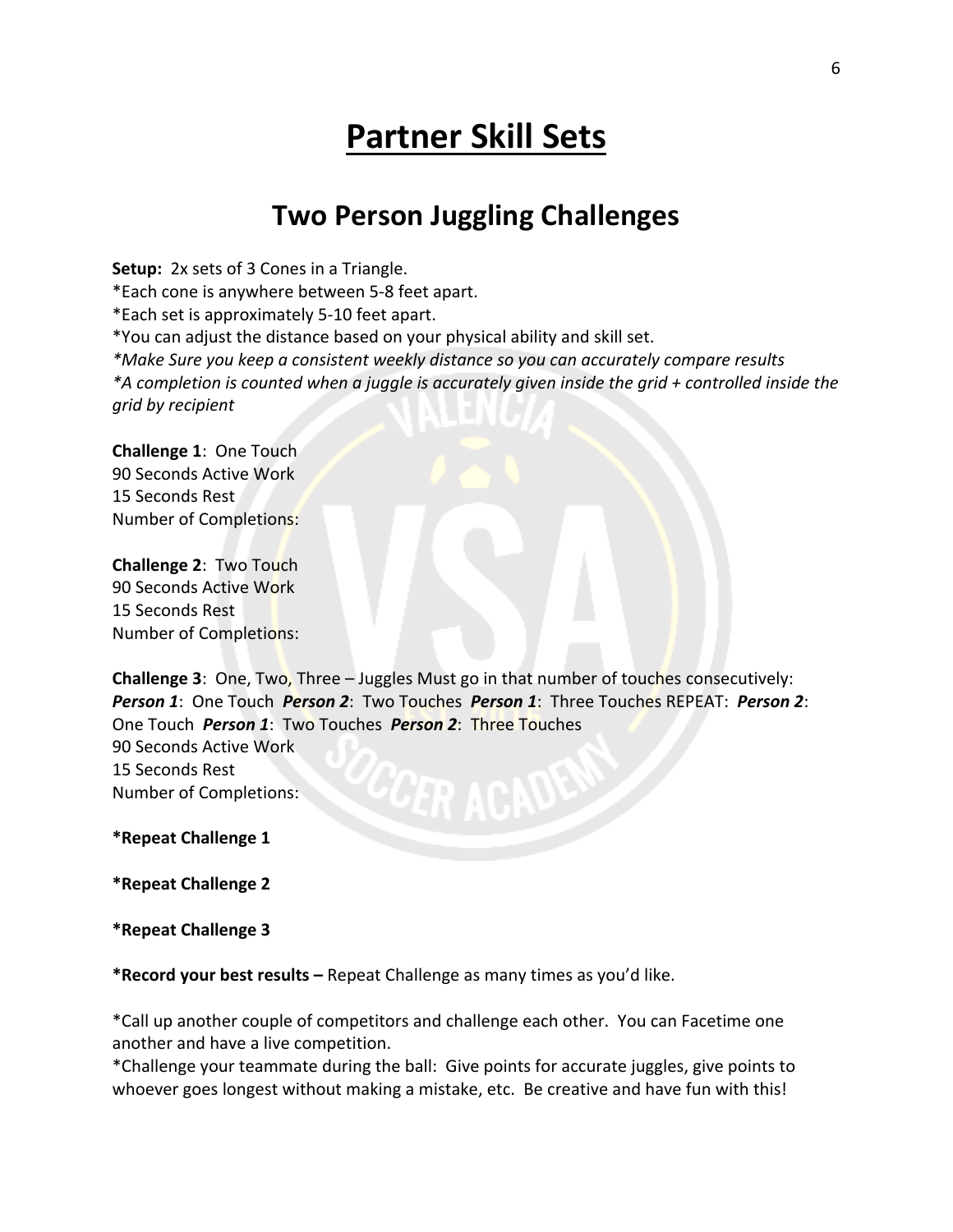# Partner Skill Sets

## Two Person Juggling Challenges

**Setup:** 2x sets of 3 Cones in a Triangle.
*Each cone is anywhere between 5-8 feet apart.
*Each set is approximately 5-10 feet apart.
*You can adjust the distance based on your physical ability and skill set.
*\*Make Sure you keep a consistent weekly distance so you can accurately compare results*
*\*A completion is counted when a juggle is accurately given inside the grid + controlled inside the grid by recipient*

**Challenge 1**: One Touch
90 Seconds Active Work
15 Seconds Rest
Number of Completions:

**Challenge 2**: Two Touch
90 Seconds Active Work
15 Seconds Rest
Number of Completions:

**Challenge 3**: One, Two, Three – Juggles Must go in that number of touches consecutively: ***Person 1***: One Touch ***Person 2***: Two Touches ***Person 1***: Three Touches REPEAT: ***Person 2***: One Touch ***Person 1***: Two Touches ***Person 2***: Three Touches
90 Seconds Active Work
15 Seconds Rest
Number of Completions:

**\*Repeat Challenge 1**

**\*Repeat Challenge 2**

**\*Repeat Challenge 3**

**\*Record your best results –** Repeat Challenge as many times as you'd like.

*Call up another couple of competitors and challenge each other. You can Facetime one another and have a live competition.
*Challenge your teammate during the ball: Give points for accurate juggles, give points to whoever goes longest without making a mistake, etc. Be creative and have fun with this!